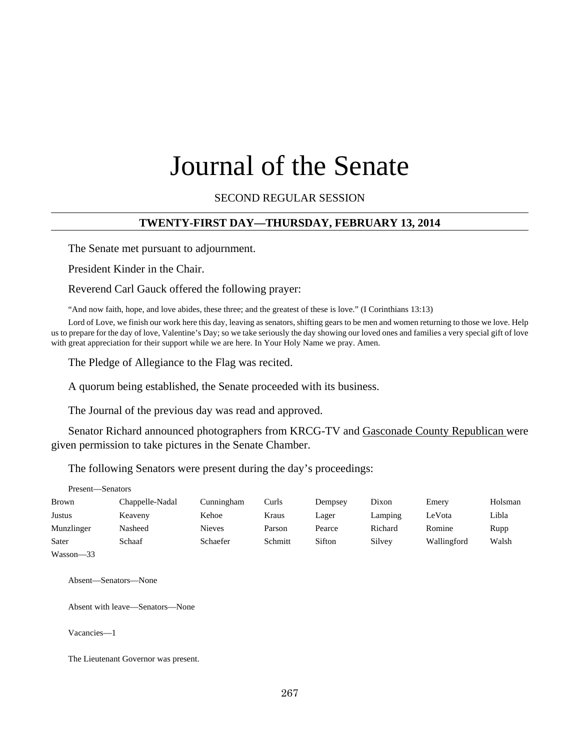# Journal of the Senate

SECOND REGULAR SESSION

## TWENTY-FIRST DAY—THURSDAY, FEBRUARY 13, 2014

The Senate met pursuant to adjournment.

President Kinder in the Chair.

Reverend Carl Gauck offered the following prayer:

"And now faith, hope, and love abides, these three; and the greatest of these is love." (I Corinthians 13:13)

Lord of Love, we finish our work here this day, leaving as senators, shifting gears to be men and women returning to those we love. Help us to prepare for the day of love, Valentine's Day; so we take seriously the day showing our loved ones and families a very special gift of love with great appreciation for their support while we are here. In Your Holy Name we pray. Amen.

The Pledge of Allegiance to the Flag was recited.

A quorum being established, the Senate proceeded with its business.

The Journal of the previous day was read and approved.

Senator Richard announced photographers from KRCG-TV and Gasconade County Republican were given permission to take pictures in the Senate Chamber.

The following Senators were present during the day's proceedings:

Present—Senators

| | | | | | | | |
|---|---|---|---|---|---|---|---|
| Brown | Chappelle-Nadal | Cunningham | Curls | Dempsey | Dixon | Emery | Holsman |
| Justus | Keaveny | Kehoe | Kraus | Lager | Lamping | LeVota | Libla |
| Munzlinger | Nasheed | Nieves | Parson | Pearce | Richard | Romine | Rupp |
| Sater | Schaaf | Schaefer | Schmitt | Sifton | Silvey | Wallingford | Walsh |
| Wasson—33 | | | | | | | |

Absent—Senators—None

Absent with leave—Senators—None

Vacancies—1

The Lieutenant Governor was present.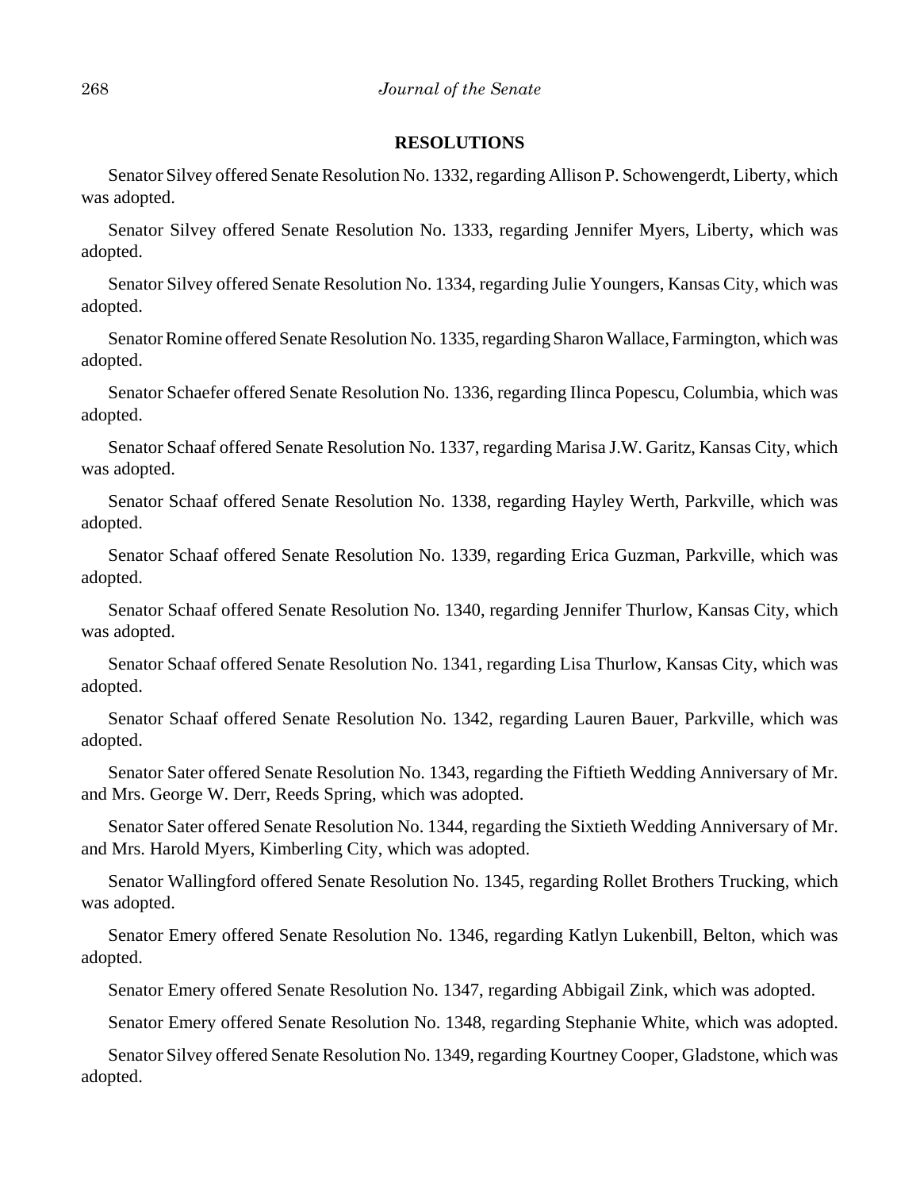## RESOLUTIONS

Senator Silvey offered Senate Resolution No. 1332, regarding Allison P. Schowengerdt, Liberty, which was adopted.

Senator Silvey offered Senate Resolution No. 1333, regarding Jennifer Myers, Liberty, which was adopted.

Senator Silvey offered Senate Resolution No. 1334, regarding Julie Youngers, Kansas City, which was adopted.

Senator Romine offered Senate Resolution No. 1335, regarding Sharon Wallace, Farmington, which was adopted.

Senator Schaefer offered Senate Resolution No. 1336, regarding Ilinca Popescu, Columbia, which was adopted.

Senator Schaaf offered Senate Resolution No. 1337, regarding Marisa J.W. Garitz, Kansas City, which was adopted.

Senator Schaaf offered Senate Resolution No. 1338, regarding Hayley Werth, Parkville, which was adopted.

Senator Schaaf offered Senate Resolution No. 1339, regarding Erica Guzman, Parkville, which was adopted.

Senator Schaaf offered Senate Resolution No. 1340, regarding Jennifer Thurlow, Kansas City, which was adopted.

Senator Schaaf offered Senate Resolution No. 1341, regarding Lisa Thurlow, Kansas City, which was adopted.

Senator Schaaf offered Senate Resolution No. 1342, regarding Lauren Bauer, Parkville, which was adopted.

Senator Sater offered Senate Resolution No. 1343, regarding the Fiftieth Wedding Anniversary of Mr. and Mrs. George W. Derr, Reeds Spring, which was adopted.

Senator Sater offered Senate Resolution No. 1344, regarding the Sixtieth Wedding Anniversary of Mr. and Mrs. Harold Myers, Kimberling City, which was adopted.

Senator Wallingford offered Senate Resolution No. 1345, regarding Rollet Brothers Trucking, which was adopted.

Senator Emery offered Senate Resolution No. 1346, regarding Katlyn Lukenbill, Belton, which was adopted.

Senator Emery offered Senate Resolution No. 1347, regarding Abbigail Zink, which was adopted.

Senator Emery offered Senate Resolution No. 1348, regarding Stephanie White, which was adopted.

Senator Silvey offered Senate Resolution No. 1349, regarding Kourtney Cooper, Gladstone, which was adopted.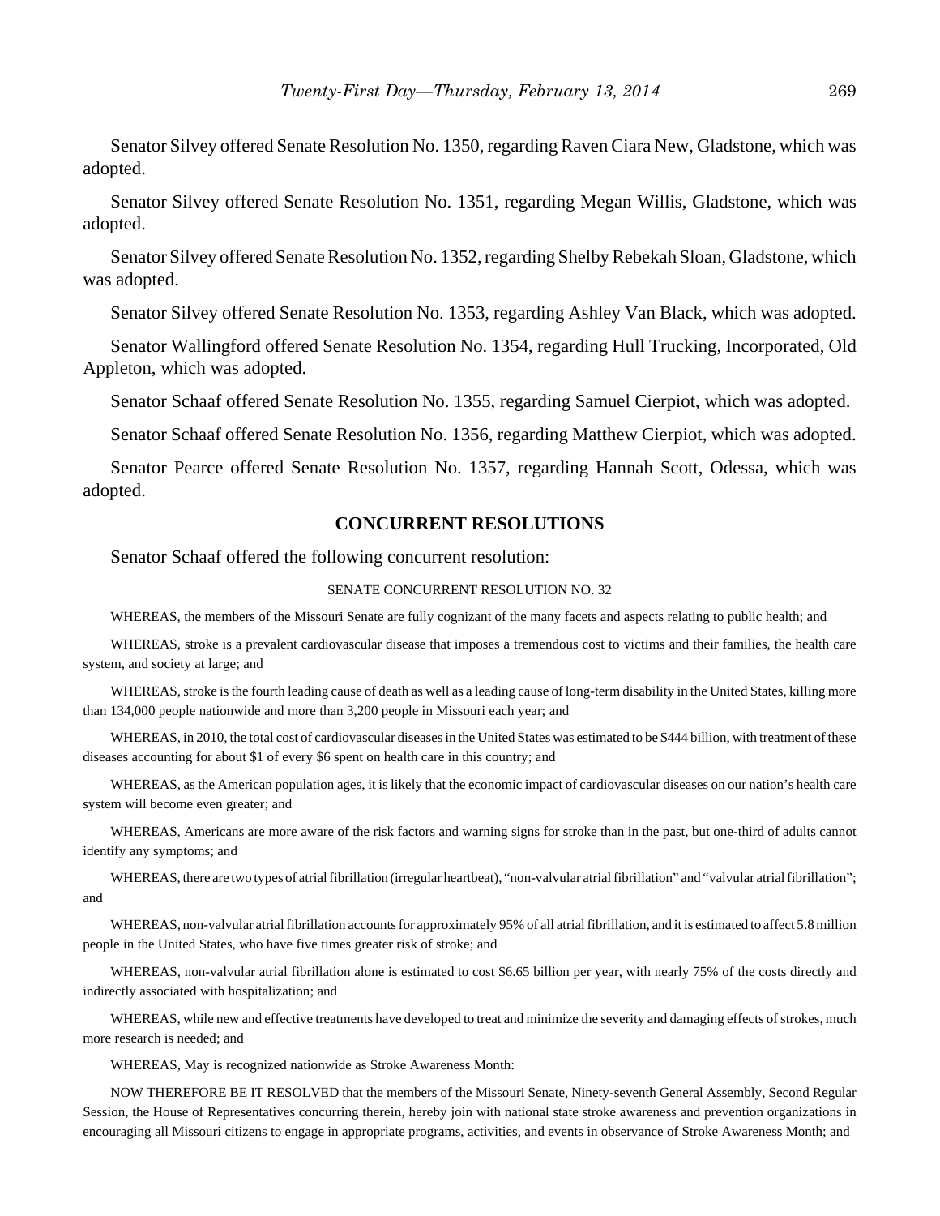Senator Silvey offered Senate Resolution No. 1350, regarding Raven Ciara New, Gladstone, which was adopted.

Senator Silvey offered Senate Resolution No. 1351, regarding Megan Willis, Gladstone, which was adopted.

Senator Silvey offered Senate Resolution No. 1352, regarding Shelby Rebekah Sloan, Gladstone, which was adopted.

Senator Silvey offered Senate Resolution No. 1353, regarding Ashley Van Black, which was adopted.

Senator Wallingford offered Senate Resolution No. 1354, regarding Hull Trucking, Incorporated, Old Appleton, which was adopted.

Senator Schaaf offered Senate Resolution No. 1355, regarding Samuel Cierpiot, which was adopted.

Senator Schaaf offered Senate Resolution No. 1356, regarding Matthew Cierpiot, which was adopted.

Senator Pearce offered Senate Resolution No. 1357, regarding Hannah Scott, Odessa, which was adopted.

## CONCURRENT RESOLUTIONS

Senator Schaaf offered the following concurrent resolution:

SENATE CONCURRENT RESOLUTION NO. 32

WHEREAS, the members of the Missouri Senate are fully cognizant of the many facets and aspects relating to public health; and

WHEREAS, stroke is a prevalent cardiovascular disease that imposes a tremendous cost to victims and their families, the health care system, and society at large; and

WHEREAS, stroke is the fourth leading cause of death as well as a leading cause of long-term disability in the United States, killing more than 134,000 people nationwide and more than 3,200 people in Missouri each year; and

WHEREAS, in 2010, the total cost of cardiovascular diseases in the United States was estimated to be $444 billion, with treatment of these diseases accounting for about $1 of every $6 spent on health care in this country; and

WHEREAS, as the American population ages, it is likely that the economic impact of cardiovascular diseases on our nation's health care system will become even greater; and

WHEREAS, Americans are more aware of the risk factors and warning signs for stroke than in the past, but one-third of adults cannot identify any symptoms; and

WHEREAS, there are two types of atrial fibrillation (irregular heartbeat), "non-valvular atrial fibrillation" and "valvular atrial fibrillation"; and

WHEREAS, non-valvular atrial fibrillation accounts for approximately 95% of all atrial fibrillation, and it is estimated to affect 5.8 million people in the United States, who have five times greater risk of stroke; and

WHEREAS, non-valvular atrial fibrillation alone is estimated to cost $6.65 billion per year, with nearly 75% of the costs directly and indirectly associated with hospitalization; and

WHEREAS, while new and effective treatments have developed to treat and minimize the severity and damaging effects of strokes, much more research is needed; and

WHEREAS, May is recognized nationwide as Stroke Awareness Month:

NOW THEREFORE BE IT RESOLVED that the members of the Missouri Senate, Ninety-seventh General Assembly, Second Regular Session, the House of Representatives concurring therein, hereby join with national state stroke awareness and prevention organizations in encouraging all Missouri citizens to engage in appropriate programs, activities, and events in observance of Stroke Awareness Month; and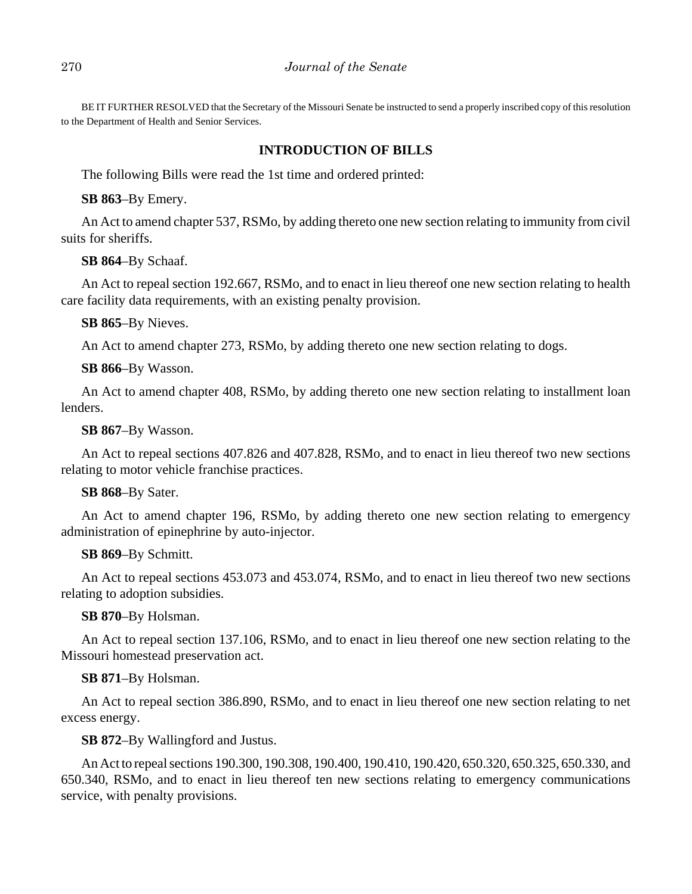BE IT FURTHER RESOLVED that the Secretary of the Missouri Senate be instructed to send a properly inscribed copy of this resolution to the Department of Health and Senior Services.

## INTRODUCTION OF BILLS

The following Bills were read the 1st time and ordered printed:

**SB 863**–By Emery.

An Act to amend chapter 537, RSMo, by adding thereto one new section relating to immunity from civil suits for sheriffs.

**SB 864**–By Schaaf.

An Act to repeal section 192.667, RSMo, and to enact in lieu thereof one new section relating to health care facility data requirements, with an existing penalty provision.

**SB 865**–By Nieves.

An Act to amend chapter 273, RSMo, by adding thereto one new section relating to dogs.

**SB 866**–By Wasson.

An Act to amend chapter 408, RSMo, by adding thereto one new section relating to installment loan lenders.

**SB 867**–By Wasson.

An Act to repeal sections 407.826 and 407.828, RSMo, and to enact in lieu thereof two new sections relating to motor vehicle franchise practices.

**SB 868**–By Sater.

An Act to amend chapter 196, RSMo, by adding thereto one new section relating to emergency administration of epinephrine by auto-injector.

**SB 869**–By Schmitt.

An Act to repeal sections 453.073 and 453.074, RSMo, and to enact in lieu thereof two new sections relating to adoption subsidies.

**SB 870**–By Holsman.

An Act to repeal section 137.106, RSMo, and to enact in lieu thereof one new section relating to the Missouri homestead preservation act.

**SB 871**–By Holsman.

An Act to repeal section 386.890, RSMo, and to enact in lieu thereof one new section relating to net excess energy.

**SB 872**–By Wallingford and Justus.

An Act to repeal sections 190.300, 190.308, 190.400, 190.410, 190.420, 650.320, 650.325, 650.330, and 650.340, RSMo, and to enact in lieu thereof ten new sections relating to emergency communications service, with penalty provisions.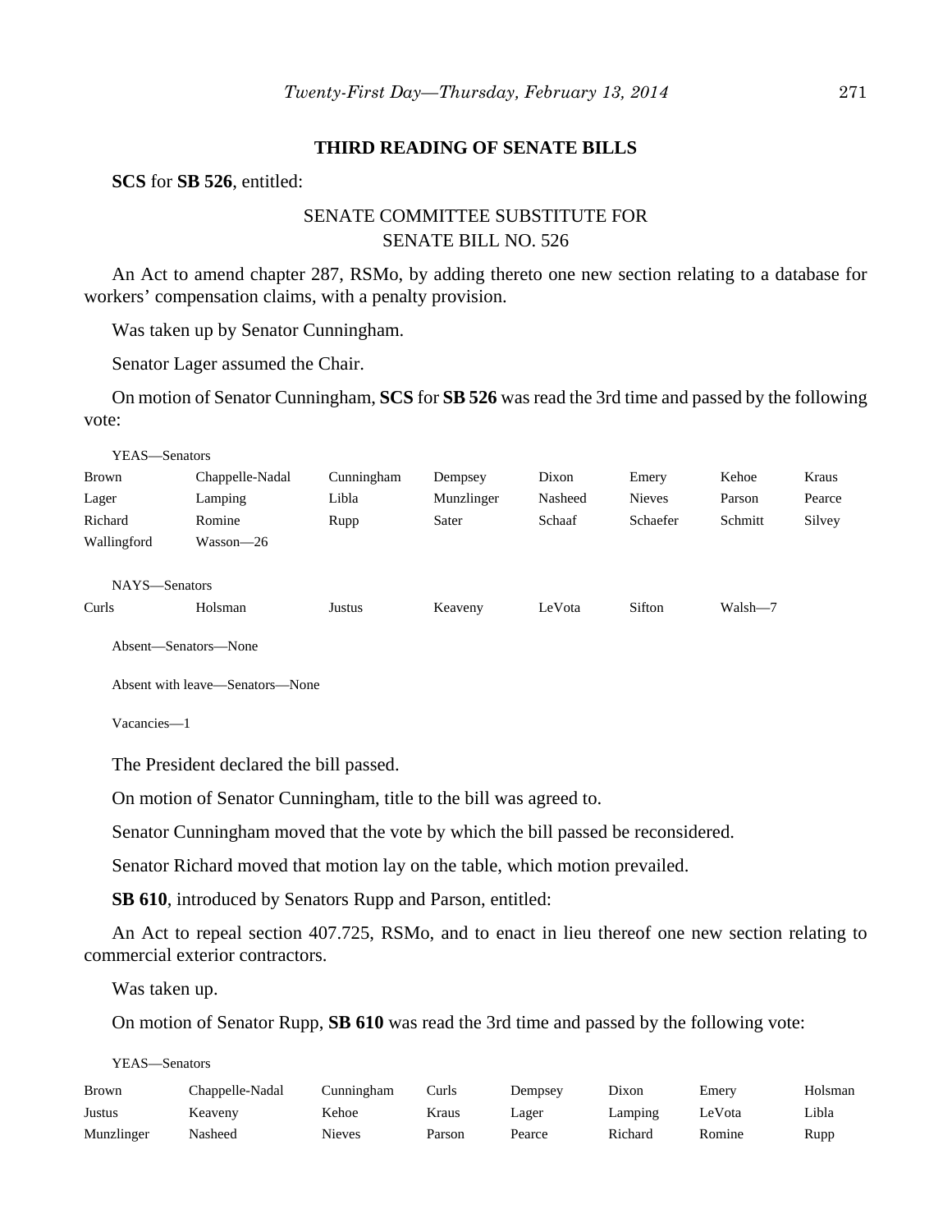### THIRD READING OF SENATE BILLS

**SCS** for **SB 526**, entitled:

SENATE COMMITTEE SUBSTITUTE FOR
SENATE BILL NO. 526

An Act to amend chapter 287, RSMo, by adding thereto one new section relating to a database for workers' compensation claims, with a penalty provision.

Was taken up by Senator Cunningham.

Senator Lager assumed the Chair.

On motion of Senator Cunningham, **SCS** for **SB 526** was read the 3rd time and passed by the following vote:

YEAS—Senators

| | | | | | | | |
|---|---|---|---|---|---|---|---|
| Brown | Chappelle-Nadal | Cunningham | Dempsey | Dixon | Emery | Kehoe | Kraus |
| Lager | Lamping | Libla | Munzlinger | Nasheed | Nieves | Parson | Pearce |
| Richard | Romine | Rupp | Sater | Schaaf | Schaefer | Schmitt | Silvey |
| Wallingford | Wasson—26 | | | | | | |

NAYS—Senators

| | | | | | | |
|---|---|---|---|---|---|---|
| Curls | Holsman | Justus | Keaveny | LeVota | Sifton | Walsh—7 |

Absent—Senators—None

Absent with leave—Senators—None

Vacancies—1

The President declared the bill passed.

On motion of Senator Cunningham, title to the bill was agreed to.

Senator Cunningham moved that the vote by which the bill passed be reconsidered.

Senator Richard moved that motion lay on the table, which motion prevailed.

**SB 610**, introduced by Senators Rupp and Parson, entitled:

An Act to repeal section 407.725, RSMo, and to enact in lieu thereof one new section relating to commercial exterior contractors.

Was taken up.

On motion of Senator Rupp, **SB 610** was read the 3rd time and passed by the following vote:

YEAS—Senators

| | | | | | | | |
|---|---|---|---|---|---|---|---|
| Brown | Chappelle-Nadal | Cunningham | Curls | Dempsey | Dixon | Emery | Holsman |
| Justus | Keaveny | Kehoe | Kraus | Lager | Lamping | LeVota | Libla |
| Munzlinger | Nasheed | Nieves | Parson | Pearce | Richard | Romine | Rupp |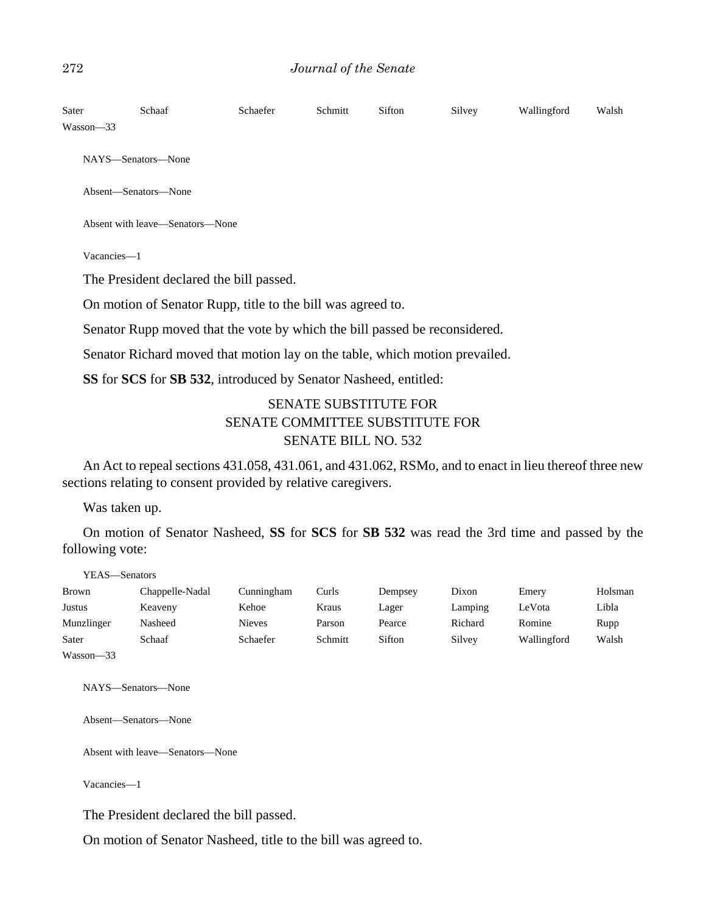| | | | | | | | |
|---|---|---|---|---|---|---|---|
| Sater | Schaaf | Schaefer | Schmitt | Sifton | Silvey | Wallingford | Walsh |
| Wasson—33 | | | | | | | |

NAYS—Senators—None

Absent—Senators—None

Absent with leave—Senators—None

Vacancies—1

The President declared the bill passed.

On motion of Senator Rupp, title to the bill was agreed to.

Senator Rupp moved that the vote by which the bill passed be reconsidered.

Senator Richard moved that motion lay on the table, which motion prevailed.

**SS** for **SCS** for **SB 532**, introduced by Senator Nasheed, entitled:

SENATE SUBSTITUTE FOR
SENATE COMMITTEE SUBSTITUTE FOR
SENATE BILL NO. 532

An Act to repeal sections 431.058, 431.061, and 431.062, RSMo, and to enact in lieu thereof three new sections relating to consent provided by relative caregivers.

Was taken up.

On motion of Senator Nasheed, **SS** for **SCS** for **SB 532** was read the 3rd time and passed by the following vote:

YEAS—Senators

| | | | | | | | |
|---|---|---|---|---|---|---|---|
| Brown | Chappelle-Nadal | Cunningham | Curls | Dempsey | Dixon | Emery | Holsman |
| Justus | Keaveny | Kehoe | Kraus | Lager | Lamping | LeVota | Libla |
| Munzlinger | Nasheed | Nieves | Parson | Pearce | Richard | Romine | Rupp |
| Sater | Schaaf | Schaefer | Schmitt | Sifton | Silvey | Wallingford | Walsh |
| Wasson—33 | | | | | | | |

NAYS—Senators—None

Absent—Senators—None

Absent with leave—Senators—None

Vacancies—1

The President declared the bill passed.

On motion of Senator Nasheed, title to the bill was agreed to.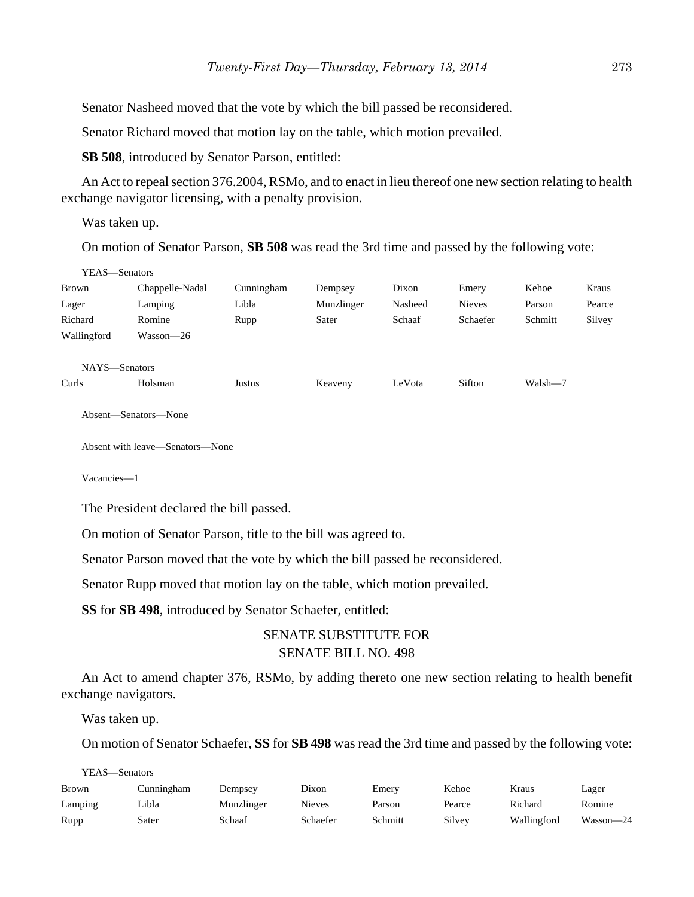Senator Nasheed moved that the vote by which the bill passed be reconsidered.

Senator Richard moved that motion lay on the table, which motion prevailed.

**SB 508**, introduced by Senator Parson, entitled:

An Act to repeal section 376.2004, RSMo, and to enact in lieu thereof one new section relating to health exchange navigator licensing, with a penalty provision.

Was taken up.

On motion of Senator Parson, **SB 508** was read the 3rd time and passed by the following vote:

YEAS—Senators

| | | | | | | | |
|---|---|---|---|---|---|---|---|
| Brown | Chappelle-Nadal | Cunningham | Dempsey | Dixon | Emery | Kehoe | Kraus |
| Lager | Lamping | Libla | Munzlinger | Nasheed | Nieves | Parson | Pearce |
| Richard | Romine | Rupp | Sater | Schaaf | Schaefer | Schmitt | Silvey |
| Wallingford | Wasson—26 | | | | | | |

NAYS—Senators

| | | | | | | |
|---|---|---|---|---|---|---|
| Curls | Holsman | Justus | Keaveny | LeVota | Sifton | Walsh—7 |

Absent—Senators—None

Absent with leave—Senators—None

Vacancies—1

The President declared the bill passed.

On motion of Senator Parson, title to the bill was agreed to.

Senator Parson moved that the vote by which the bill passed be reconsidered.

Senator Rupp moved that motion lay on the table, which motion prevailed.

**SS** for **SB 498**, introduced by Senator Schaefer, entitled:

SENATE SUBSTITUTE FOR
SENATE BILL NO. 498

An Act to amend chapter 376, RSMo, by adding thereto one new section relating to health benefit exchange navigators.

Was taken up.

On motion of Senator Schaefer, **SS** for **SB 498** was read the 3rd time and passed by the following vote:

YEAS—Senators

| | | | | | | | |
|---|---|---|---|---|---|---|---|
| Brown | Cunningham | Dempsey | Dixon | Emery | Kehoe | Kraus | Lager |
| Lamping | Libla | Munzlinger | Nieves | Parson | Pearce | Richard | Romine |
| Rupp | Sater | Schaaf | Schaefer | Schmitt | Silvey | Wallingford | Wasson—24 |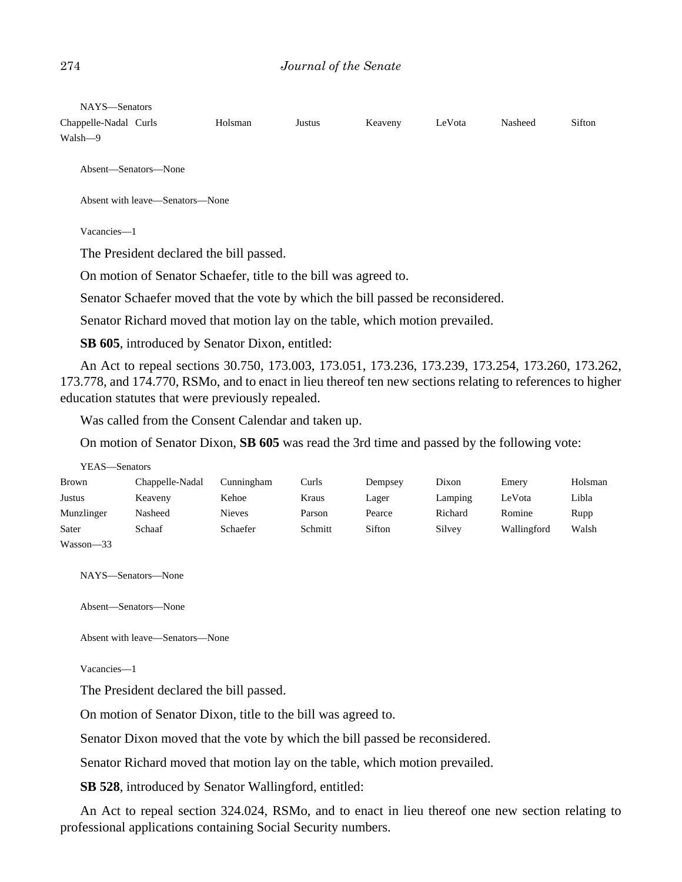NAYS—Senators

| | | | | | | | |
|---|---|---|---|---|---|---|---|
| Chappelle-Nadal | Curls | Holsman | Justus | Keaveny | LeVota | Nasheed | Sifton |
| Walsh—9 | | | | | | | |

Absent—Senators—None

Absent with leave—Senators—None

Vacancies—1

The President declared the bill passed.

On motion of Senator Schaefer, title to the bill was agreed to.

Senator Schaefer moved that the vote by which the bill passed be reconsidered.

Senator Richard moved that motion lay on the table, which motion prevailed.

**SB 605**, introduced by Senator Dixon, entitled:

An Act to repeal sections 30.750, 173.003, 173.051, 173.236, 173.239, 173.254, 173.260, 173.262, 173.778, and 174.770, RSMo, and to enact in lieu thereof ten new sections relating to references to higher education statutes that were previously repealed.

Was called from the Consent Calendar and taken up.

On motion of Senator Dixon, **SB 605** was read the 3rd time and passed by the following vote:

YEAS—Senators

| | | | | | | | |
|---|---|---|---|---|---|---|---|
| Brown | Chappelle-Nadal | Cunningham | Curls | Dempsey | Dixon | Emery | Holsman |
| Justus | Keaveny | Kehoe | Kraus | Lager | Lamping | LeVota | Libla |
| Munzlinger | Nasheed | Nieves | Parson | Pearce | Richard | Romine | Rupp |
| Sater | Schaaf | Schaefer | Schmitt | Sifton | Silvey | Wallingford | Walsh |
| Wasson—33 | | | | | | | |

NAYS—Senators—None

Absent—Senators—None

Absent with leave—Senators—None

Vacancies—1

The President declared the bill passed.

On motion of Senator Dixon, title to the bill was agreed to.

Senator Dixon moved that the vote by which the bill passed be reconsidered.

Senator Richard moved that motion lay on the table, which motion prevailed.

**SB 528**, introduced by Senator Wallingford, entitled:

An Act to repeal section 324.024, RSMo, and to enact in lieu thereof one new section relating to professional applications containing Social Security numbers.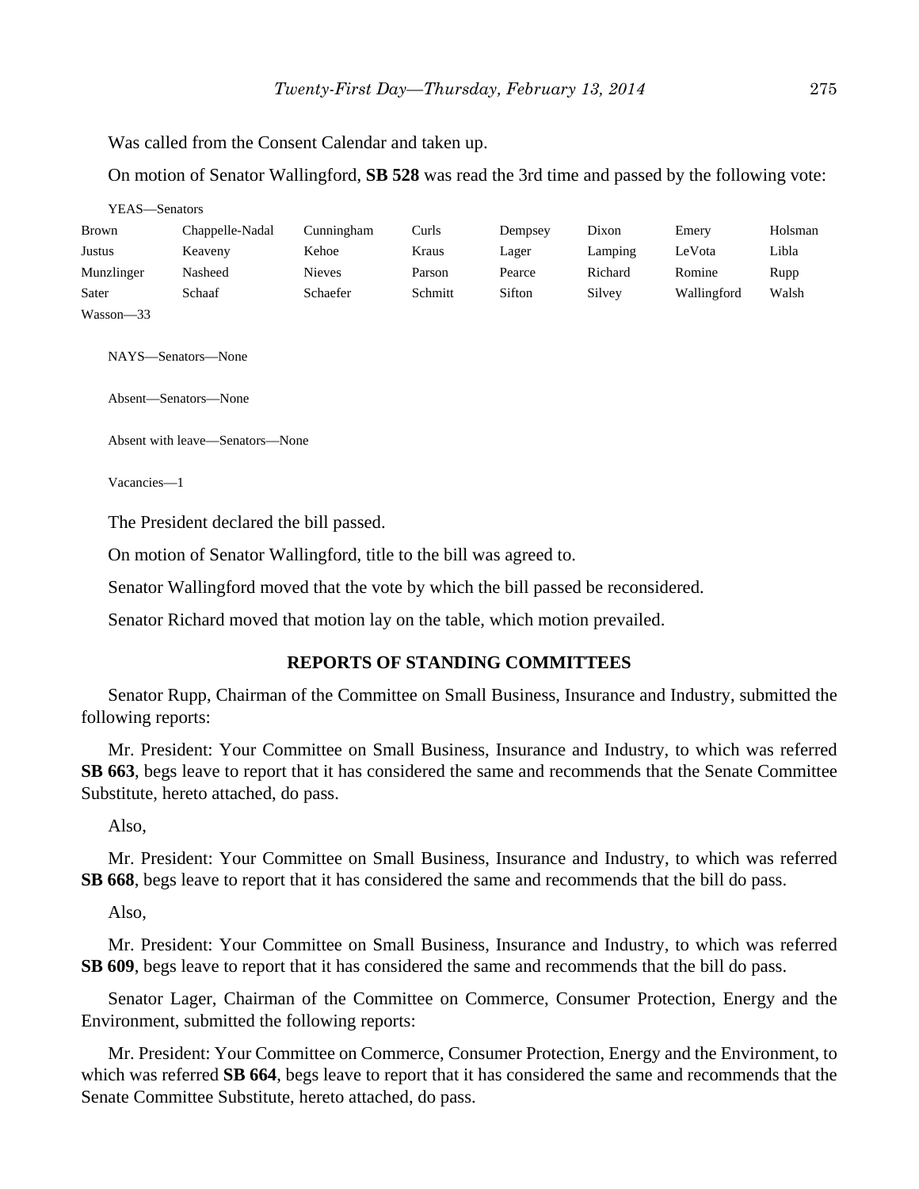Was called from the Consent Calendar and taken up.

On motion of Senator Wallingford, **SB 528** was read the 3rd time and passed by the following vote:

YEAS—Senators

| | | | | | | | |
|---|---|---|---|---|---|---|---|
| Brown | Chappelle-Nadal | Cunningham | Curls | Dempsey | Dixon | Emery | Holsman |
| Justus | Keaveny | Kehoe | Kraus | Lager | Lamping | LeVota | Libla |
| Munzlinger | Nasheed | Nieves | Parson | Pearce | Richard | Romine | Rupp |
| Sater | Schaaf | Schaefer | Schmitt | Sifton | Silvey | Wallingford | Walsh |
| Wasson—33 | | | | | | | |

NAYS—Senators—None

Absent—Senators—None

Absent with leave—Senators—None

Vacancies—1

The President declared the bill passed.

On motion of Senator Wallingford, title to the bill was agreed to.

Senator Wallingford moved that the vote by which the bill passed be reconsidered.

Senator Richard moved that motion lay on the table, which motion prevailed.

## REPORTS OF STANDING COMMITTEES

Senator Rupp, Chairman of the Committee on Small Business, Insurance and Industry, submitted the following reports:

Mr. President: Your Committee on Small Business, Insurance and Industry, to which was referred **SB 663**, begs leave to report that it has considered the same and recommends that the Senate Committee Substitute, hereto attached, do pass.

Also,

Mr. President: Your Committee on Small Business, Insurance and Industry, to which was referred **SB 668**, begs leave to report that it has considered the same and recommends that the bill do pass.

Also,

Mr. President: Your Committee on Small Business, Insurance and Industry, to which was referred **SB 609**, begs leave to report that it has considered the same and recommends that the bill do pass.

Senator Lager, Chairman of the Committee on Commerce, Consumer Protection, Energy and the Environment, submitted the following reports:

Mr. President: Your Committee on Commerce, Consumer Protection, Energy and the Environment, to which was referred **SB 664**, begs leave to report that it has considered the same and recommends that the Senate Committee Substitute, hereto attached, do pass.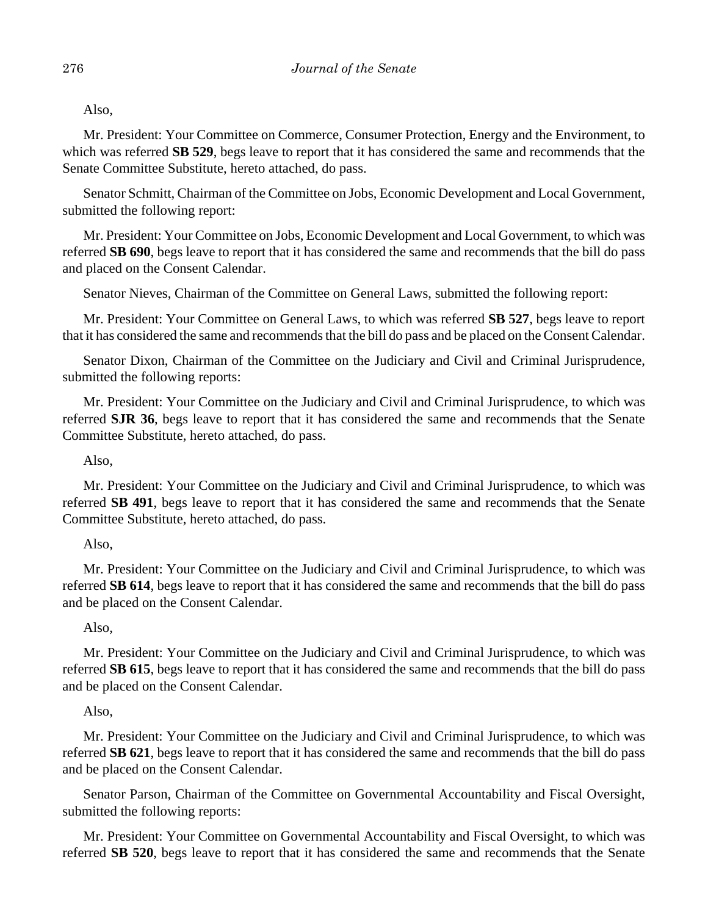Also,

Mr. President: Your Committee on Commerce, Consumer Protection, Energy and the Environment, to which was referred **SB 529**, begs leave to report that it has considered the same and recommends that the Senate Committee Substitute, hereto attached, do pass.

Senator Schmitt, Chairman of the Committee on Jobs, Economic Development and Local Government, submitted the following report:

Mr. President: Your Committee on Jobs, Economic Development and Local Government, to which was referred **SB 690**, begs leave to report that it has considered the same and recommends that the bill do pass and placed on the Consent Calendar.

Senator Nieves, Chairman of the Committee on General Laws, submitted the following report:

Mr. President: Your Committee on General Laws, to which was referred **SB 527**, begs leave to report that it has considered the same and recommends that the bill do pass and be placed on the Consent Calendar.

Senator Dixon, Chairman of the Committee on the Judiciary and Civil and Criminal Jurisprudence, submitted the following reports:

Mr. President: Your Committee on the Judiciary and Civil and Criminal Jurisprudence, to which was referred **SJR 36**, begs leave to report that it has considered the same and recommends that the Senate Committee Substitute, hereto attached, do pass.

Also,

Mr. President: Your Committee on the Judiciary and Civil and Criminal Jurisprudence, to which was referred **SB 491**, begs leave to report that it has considered the same and recommends that the Senate Committee Substitute, hereto attached, do pass.

Also,

Mr. President: Your Committee on the Judiciary and Civil and Criminal Jurisprudence, to which was referred **SB 614**, begs leave to report that it has considered the same and recommends that the bill do pass and be placed on the Consent Calendar.

Also,

Mr. President: Your Committee on the Judiciary and Civil and Criminal Jurisprudence, to which was referred **SB 615**, begs leave to report that it has considered the same and recommends that the bill do pass and be placed on the Consent Calendar.

Also,

Mr. President: Your Committee on the Judiciary and Civil and Criminal Jurisprudence, to which was referred **SB 621**, begs leave to report that it has considered the same and recommends that the bill do pass and be placed on the Consent Calendar.

Senator Parson, Chairman of the Committee on Governmental Accountability and Fiscal Oversight, submitted the following reports:

Mr. President: Your Committee on Governmental Accountability and Fiscal Oversight, to which was referred **SB 520**, begs leave to report that it has considered the same and recommends that the Senate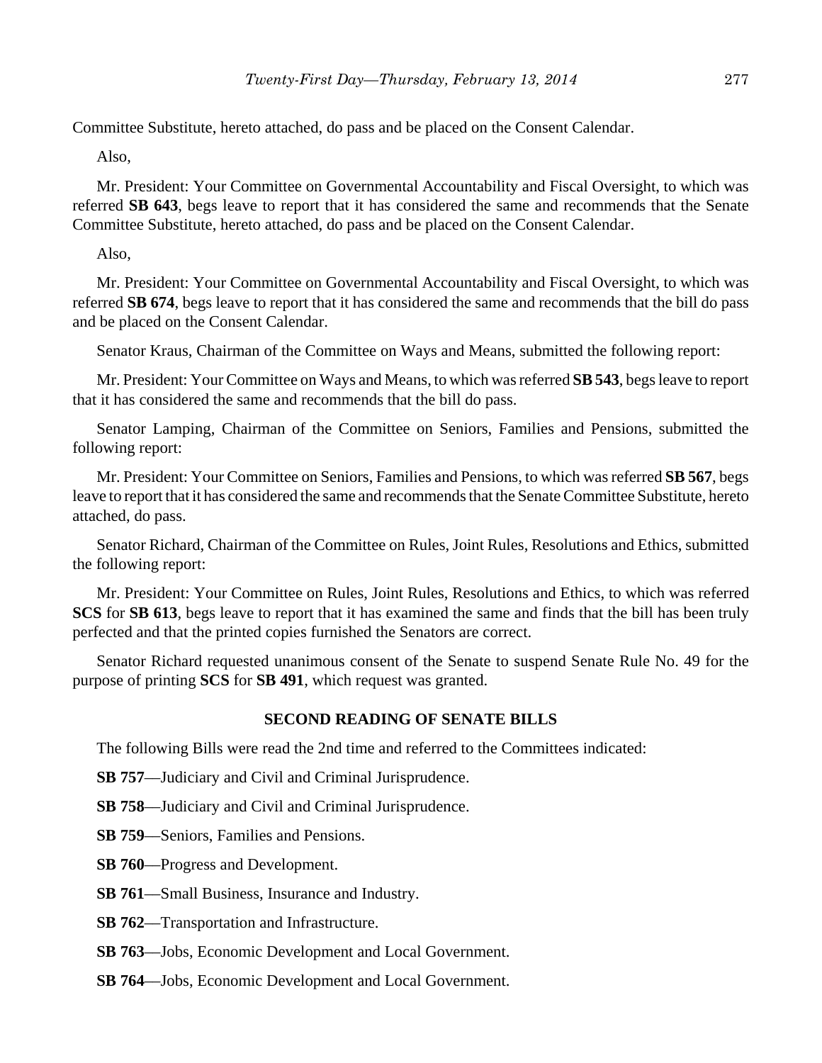Committee Substitute, hereto attached, do pass and be placed on the Consent Calendar.

Also,

Mr. President: Your Committee on Governmental Accountability and Fiscal Oversight, to which was referred **SB 643**, begs leave to report that it has considered the same and recommends that the Senate Committee Substitute, hereto attached, do pass and be placed on the Consent Calendar.

Also,

Mr. President: Your Committee on Governmental Accountability and Fiscal Oversight, to which was referred **SB 674**, begs leave to report that it has considered the same and recommends that the bill do pass and be placed on the Consent Calendar.

Senator Kraus, Chairman of the Committee on Ways and Means, submitted the following report:

Mr. President: Your Committee on Ways and Means, to which was referred **SB 543**, begs leave to report that it has considered the same and recommends that the bill do pass.

Senator Lamping, Chairman of the Committee on Seniors, Families and Pensions, submitted the following report:

Mr. President: Your Committee on Seniors, Families and Pensions, to which was referred **SB 567**, begs leave to report that it has considered the same and recommends that the Senate Committee Substitute, hereto attached, do pass.

Senator Richard, Chairman of the Committee on Rules, Joint Rules, Resolutions and Ethics, submitted the following report:

Mr. President: Your Committee on Rules, Joint Rules, Resolutions and Ethics, to which was referred **SCS** for **SB 613**, begs leave to report that it has examined the same and finds that the bill has been truly perfected and that the printed copies furnished the Senators are correct.

Senator Richard requested unanimous consent of the Senate to suspend Senate Rule No. 49 for the purpose of printing **SCS** for **SB 491**, which request was granted.

## SECOND READING OF SENATE BILLS

The following Bills were read the 2nd time and referred to the Committees indicated:

**SB 757**—Judiciary and Civil and Criminal Jurisprudence.

**SB 758**—Judiciary and Civil and Criminal Jurisprudence.

**SB 759**—Seniors, Families and Pensions.

**SB 760**—Progress and Development.

**SB 761**—Small Business, Insurance and Industry.

**SB 762**—Transportation and Infrastructure.

**SB 763**—Jobs, Economic Development and Local Government.

**SB 764**—Jobs, Economic Development and Local Government.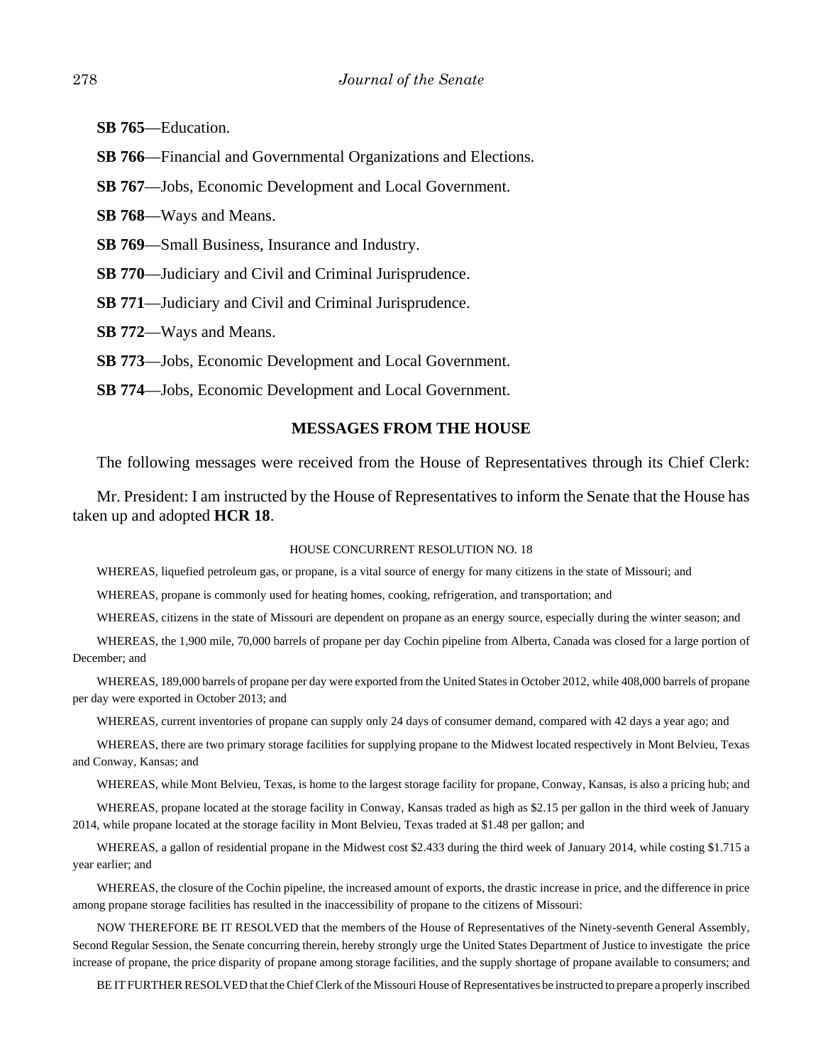**SB 765**—Education.

**SB 766**—Financial and Governmental Organizations and Elections.

**SB 767**—Jobs, Economic Development and Local Government.

**SB 768**—Ways and Means.

**SB 769**—Small Business, Insurance and Industry.

**SB 770**—Judiciary and Civil and Criminal Jurisprudence.

**SB 771**—Judiciary and Civil and Criminal Jurisprudence.

**SB 772**—Ways and Means.

**SB 773**—Jobs, Economic Development and Local Government.

**SB 774**—Jobs, Economic Development and Local Government.

## MESSAGES FROM THE HOUSE

The following messages were received from the House of Representatives through its Chief Clerk:

Mr. President: I am instructed by the House of Representatives to inform the Senate that the House has taken up and adopted **HCR 18**.

HOUSE CONCURRENT RESOLUTION NO. 18

WHEREAS, liquefied petroleum gas, or propane, is a vital source of energy for many citizens in the state of Missouri; and

WHEREAS, propane is commonly used for heating homes, cooking, refrigeration, and transportation; and

WHEREAS, citizens in the state of Missouri are dependent on propane as an energy source, especially during the winter season; and

WHEREAS, the 1,900 mile, 70,000 barrels of propane per day Cochin pipeline from Alberta, Canada was closed for a large portion of December; and

WHEREAS, 189,000 barrels of propane per day were exported from the United States in October 2012, while 408,000 barrels of propane per day were exported in October 2013; and

WHEREAS, current inventories of propane can supply only 24 days of consumer demand, compared with 42 days a year ago; and

WHEREAS, there are two primary storage facilities for supplying propane to the Midwest located respectively in Mont Belvieu, Texas and Conway, Kansas; and

WHEREAS, while Mont Belvieu, Texas, is home to the largest storage facility for propane, Conway, Kansas, is also a pricing hub; and

WHEREAS, propane located at the storage facility in Conway, Kansas traded as high as $2.15 per gallon in the third week of January 2014, while propane located at the storage facility in Mont Belvieu, Texas traded at $1.48 per gallon; and

WHEREAS, a gallon of residential propane in the Midwest cost $2.433 during the third week of January 2014, while costing $1.715 a year earlier; and

WHEREAS, the closure of the Cochin pipeline, the increased amount of exports, the drastic increase in price, and the difference in price among propane storage facilities has resulted in the inaccessibility of propane to the citizens of Missouri:

NOW THEREFORE BE IT RESOLVED that the members of the House of Representatives of the Ninety-seventh General Assembly, Second Regular Session, the Senate concurring therein, hereby strongly urge the United States Department of Justice to investigate the price increase of propane, the price disparity of propane among storage facilities, and the supply shortage of propane available to consumers; and

BE IT FURTHER RESOLVED that the Chief Clerk of the Missouri House of Representatives be instructed to prepare a properly inscribed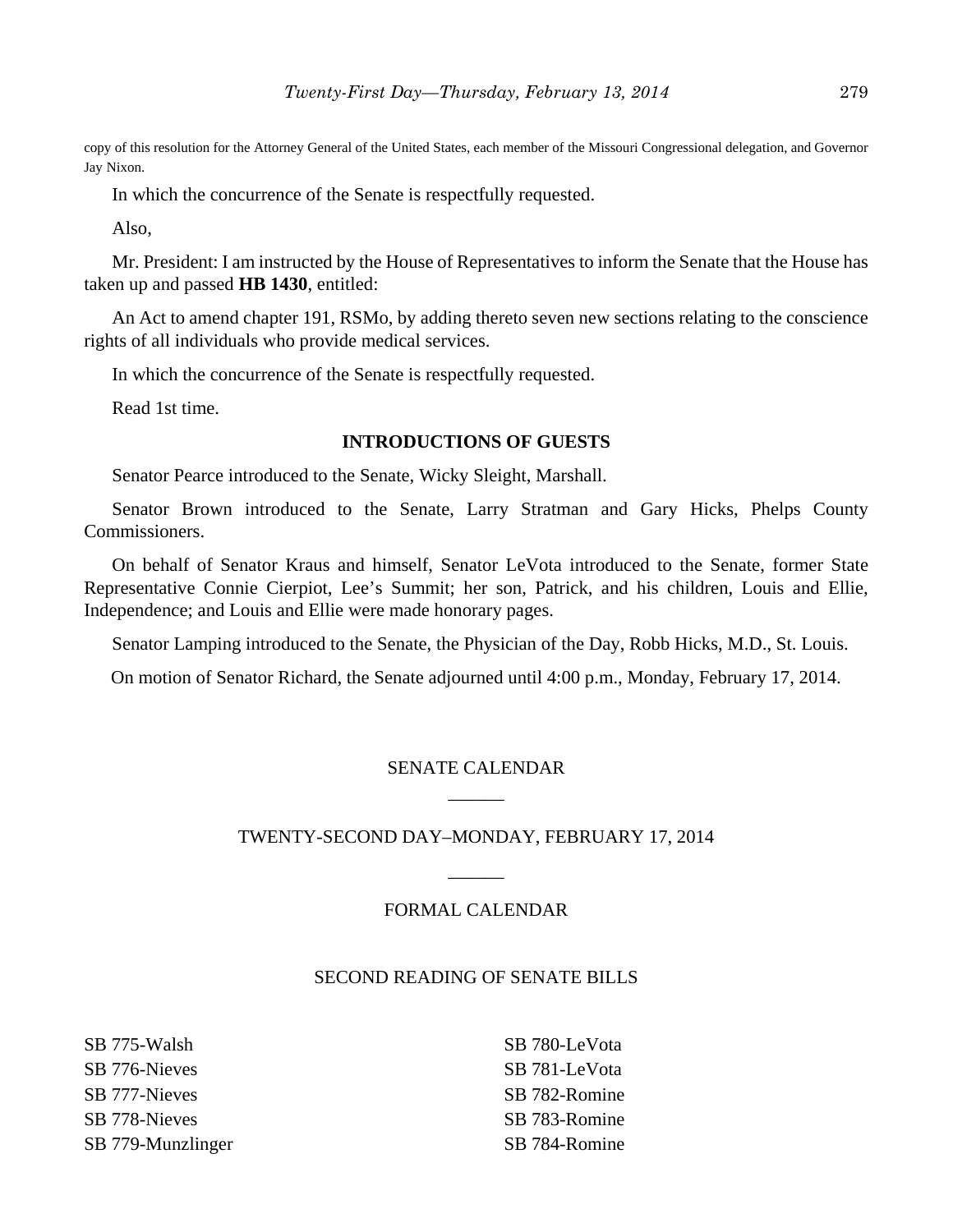copy of this resolution for the Attorney General of the United States, each member of the Missouri Congressional delegation, and Governor Jay Nixon.

In which the concurrence of the Senate is respectfully requested.

Also,

Mr. President: I am instructed by the House of Representatives to inform the Senate that the House has taken up and passed **HB 1430**, entitled:

An Act to amend chapter 191, RSMo, by adding thereto seven new sections relating to the conscience rights of all individuals who provide medical services.

In which the concurrence of the Senate is respectfully requested.

Read 1st time.

## INTRODUCTIONS OF GUESTS

Senator Pearce introduced to the Senate, Wicky Sleight, Marshall.

Senator Brown introduced to the Senate, Larry Stratman and Gary Hicks, Phelps County Commissioners.

On behalf of Senator Kraus and himself, Senator LeVota introduced to the Senate, former State Representative Connie Cierpiot, Lee's Summit; her son, Patrick, and his children, Louis and Ellie, Independence; and Louis and Ellie were made honorary pages.

Senator Lamping introduced to the Senate, the Physician of the Day, Robb Hicks, M.D., St. Louis.

On motion of Senator Richard, the Senate adjourned until 4:00 p.m., Monday, February 17, 2014.

## SENATE CALENDAR

______

## TWENTY-SECOND DAY–MONDAY, FEBRUARY 17, 2014

______

## FORMAL CALENDAR

### SECOND READING OF SENATE BILLS

SB 775-Walsh
SB 776-Nieves
SB 777-Nieves
SB 778-Nieves
SB 779-Munzlinger
SB 780-LeVota
SB 781-LeVota
SB 782-Romine
SB 783-Romine
SB 784-Romine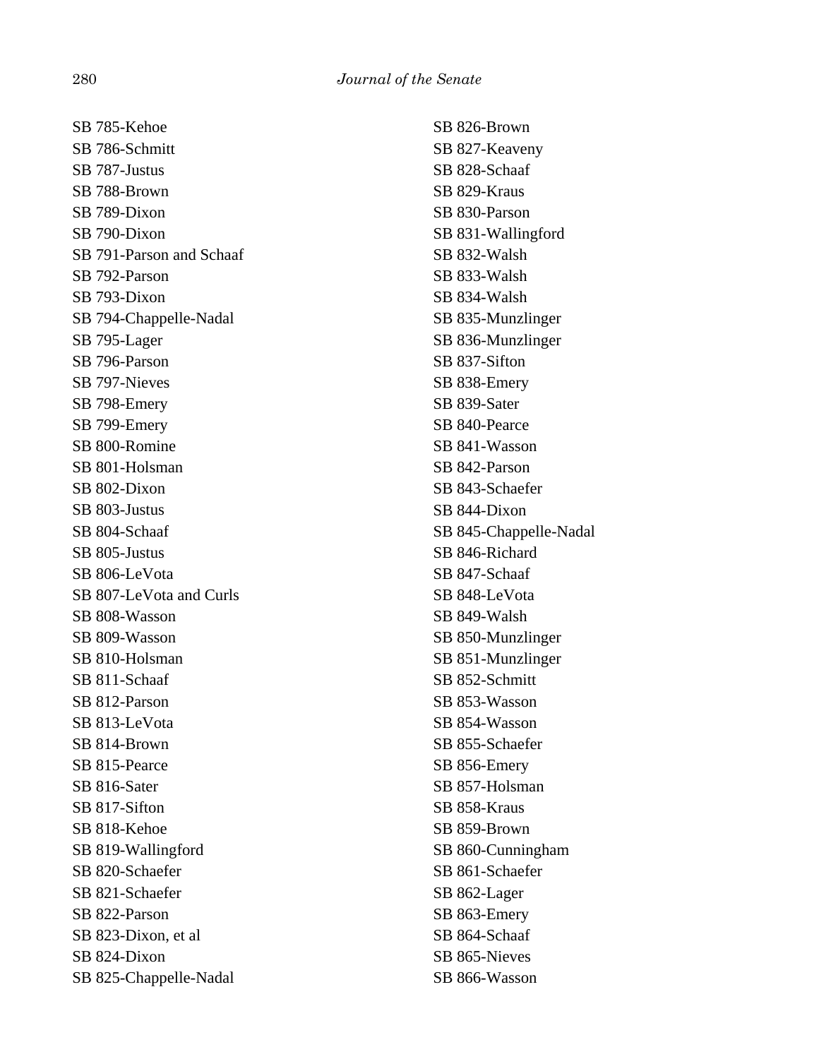SB 785-Kehoe
SB 786-Schmitt
SB 787-Justus
SB 788-Brown
SB 789-Dixon
SB 790-Dixon
SB 791-Parson and Schaaf
SB 792-Parson
SB 793-Dixon
SB 794-Chappelle-Nadal
SB 795-Lager
SB 796-Parson
SB 797-Nieves
SB 798-Emery
SB 799-Emery
SB 800-Romine
SB 801-Holsman
SB 802-Dixon
SB 803-Justus
SB 804-Schaaf
SB 805-Justus
SB 806-LeVota
SB 807-LeVota and Curls
SB 808-Wasson
SB 809-Wasson
SB 810-Holsman
SB 811-Schaaf
SB 812-Parson
SB 813-LeVota
SB 814-Brown
SB 815-Pearce
SB 816-Sater
SB 817-Sifton
SB 818-Kehoe
SB 819-Wallingford
SB 820-Schaefer
SB 821-Schaefer
SB 822-Parson
SB 823-Dixon, et al
SB 824-Dixon
SB 825-Chappelle-Nadal
SB 826-Brown
SB 827-Keaveny
SB 828-Schaaf
SB 829-Kraus
SB 830-Parson
SB 831-Wallingford
SB 832-Walsh
SB 833-Walsh
SB 834-Walsh
SB 835-Munzlinger
SB 836-Munzlinger
SB 837-Sifton
SB 838-Emery
SB 839-Sater
SB 840-Pearce
SB 841-Wasson
SB 842-Parson
SB 843-Schaefer
SB 844-Dixon
SB 845-Chappelle-Nadal
SB 846-Richard
SB 847-Schaaf
SB 848-LeVota
SB 849-Walsh
SB 850-Munzlinger
SB 851-Munzlinger
SB 852-Schmitt
SB 853-Wasson
SB 854-Wasson
SB 855-Schaefer
SB 856-Emery
SB 857-Holsman
SB 858-Kraus
SB 859-Brown
SB 860-Cunningham
SB 861-Schaefer
SB 862-Lager
SB 863-Emery
SB 864-Schaaf
SB 865-Nieves
SB 866-Wasson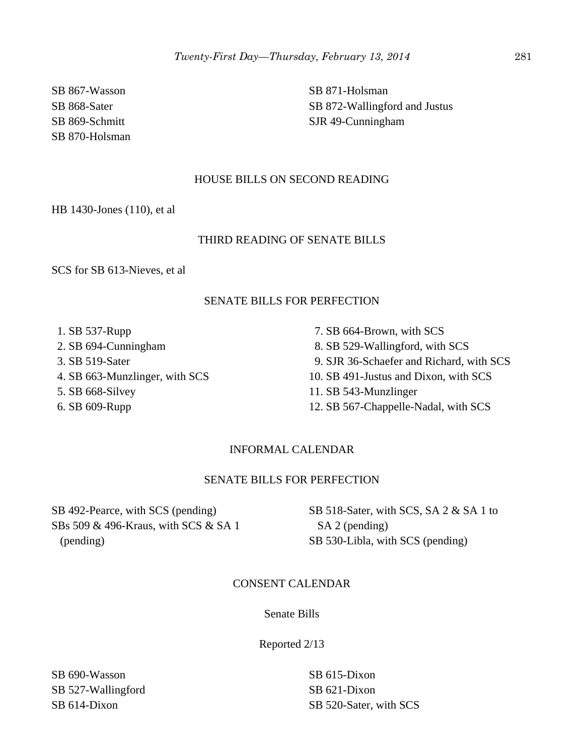SB 867-Wasson
SB 868-Sater
SB 869-Schmitt
SB 870-Holsman
SB 871-Holsman
SB 872-Wallingford and Justus
SJR 49-Cunningham

HOUSE BILLS ON SECOND READING

HB 1430-Jones (110), et al

THIRD READING OF SENATE BILLS

SCS for SB 613-Nieves, et al

SENATE BILLS FOR PERFECTION

1. SB 537-Rupp
2. SB 694-Cunningham
3. SB 519-Sater
4. SB 663-Munzlinger, with SCS
5. SB 668-Silvey
6. SB 609-Rupp
7. SB 664-Brown, with SCS
8. SB 529-Wallingford, with SCS
9. SJR 36-Schaefer and Richard, with SCS
10. SB 491-Justus and Dixon, with SCS
11. SB 543-Munzlinger
12. SB 567-Chappelle-Nadal, with SCS

INFORMAL CALENDAR

SENATE BILLS FOR PERFECTION

SB 492-Pearce, with SCS (pending)
SBs 509 & 496-Kraus, with SCS & SA 1 (pending)
SB 518-Sater, with SCS, SA 2 & SA 1 to SA 2 (pending)
SB 530-Libla, with SCS (pending)

CONSENT CALENDAR

Senate Bills

Reported 2/13

SB 690-Wasson
SB 527-Wallingford
SB 614-Dixon
SB 615-Dixon
SB 621-Dixon
SB 520-Sater, with SCS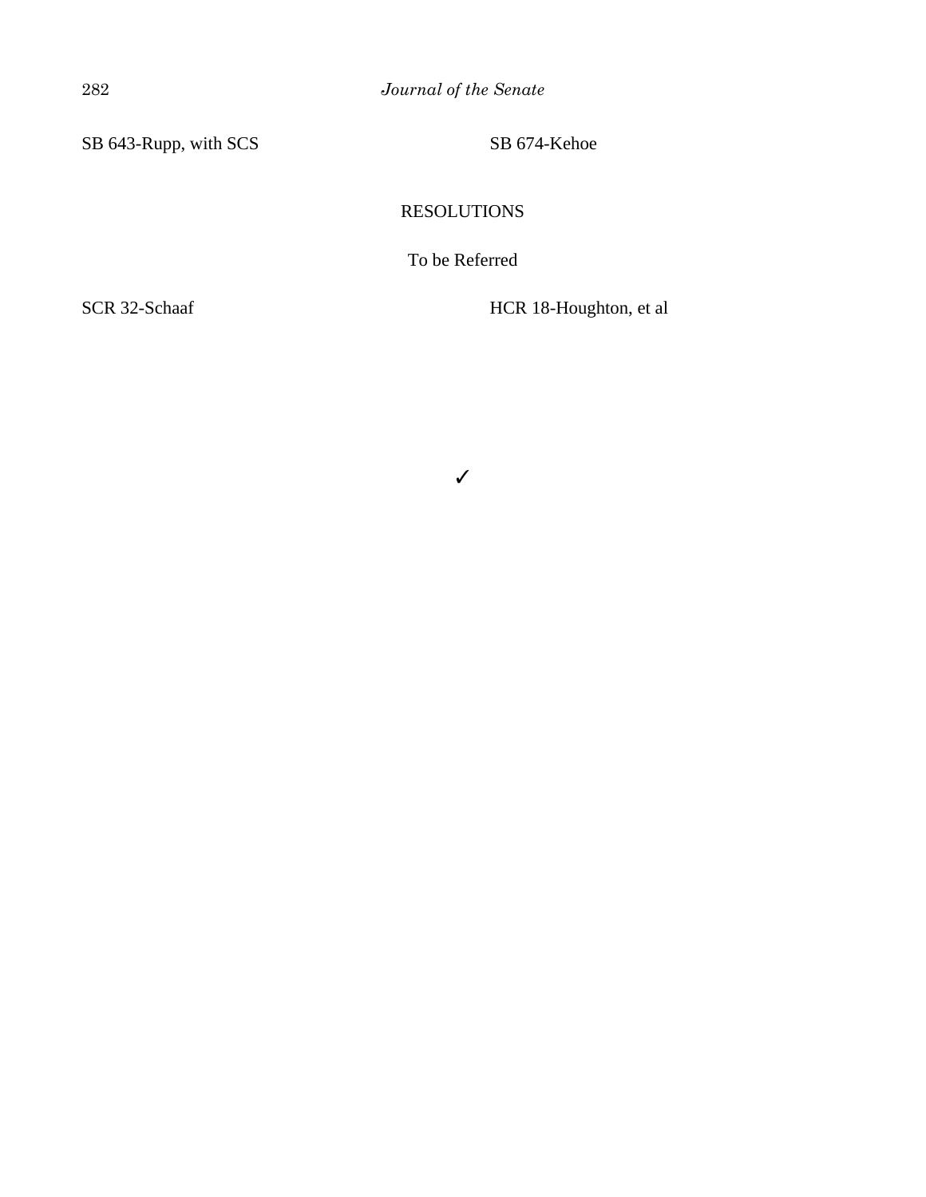SB 643-Rupp, with SCS

SB 674-Kehoe

RESOLUTIONS

To be Referred

SCR 32-Schaaf

HCR 18-Houghton, et al

✓